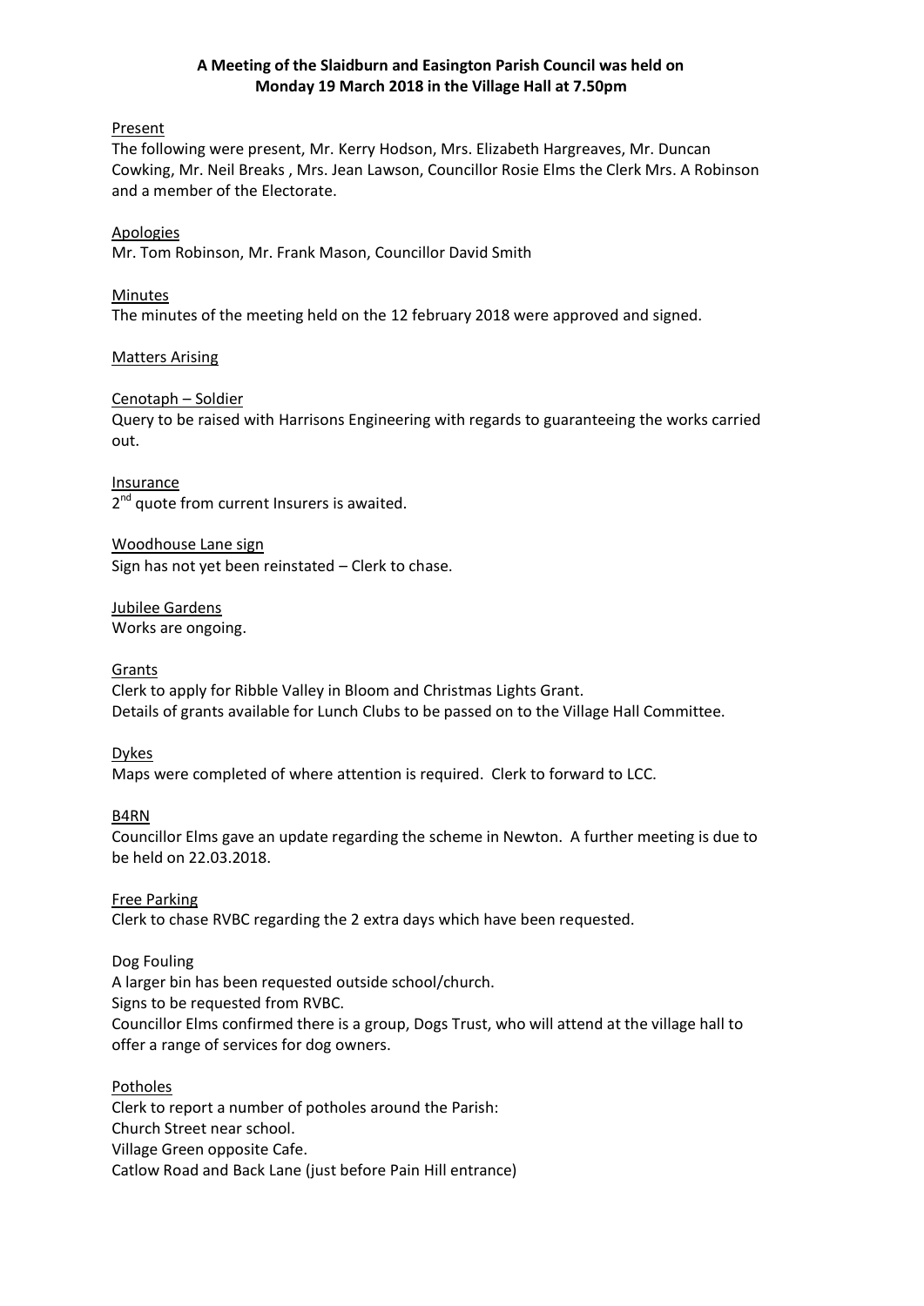**A Meeting of the Slaidburn and Easington Parish Council was held on Monday 19 March 2018 in the Village Hall at 7.50pm**

Present

The following were present, Mr. Kerry Hodson, Mrs. Elizabeth Hargreaves, Mr. Duncan Cowking, Mr. Neil Breaks , Mrs. Jean Lawson, Councillor Rosie Elms the Clerk Mrs. A Robinson and a member of the Electorate.

Apologies

Mr. Tom Robinson, Mr. Frank Mason, Councillor David Smith

Minutes

The minutes of the meeting held on the 12 february 2018 were approved and signed.

Matters Arising

Cenotaph – Soldier

Query to be raised with Harrisons Engineering with regards to guaranteeing the works carried out.

Insurance

2nd quote from current Insurers is awaited.

Woodhouse Lane sign

Sign has not yet been reinstated – Clerk to chase.

Jubilee Gardens

Works are ongoing.

Grants

Clerk to apply for Ribble Valley in Bloom and Christmas Lights Grant.
Details of grants available for Lunch Clubs to be passed on to the Village Hall Committee.

Dykes

Maps were completed of where attention is required. Clerk to forward to LCC.

B4RN

Councillor Elms gave an update regarding the scheme in Newton. A further meeting is due to be held on 22.03.2018.

Free Parking

Clerk to chase RVBC regarding the 2 extra days which have been requested.

Dog Fouling

A larger bin has been requested outside school/church.
Signs to be requested from RVBC.
Councillor Elms confirmed there is a group, Dogs Trust, who will attend at the village hall to offer a range of services for dog owners.

Potholes

Clerk to report a number of potholes around the Parish:
Church Street near school.
Village Green opposite Cafe.
Catlow Road and Back Lane (just before Pain Hill entrance)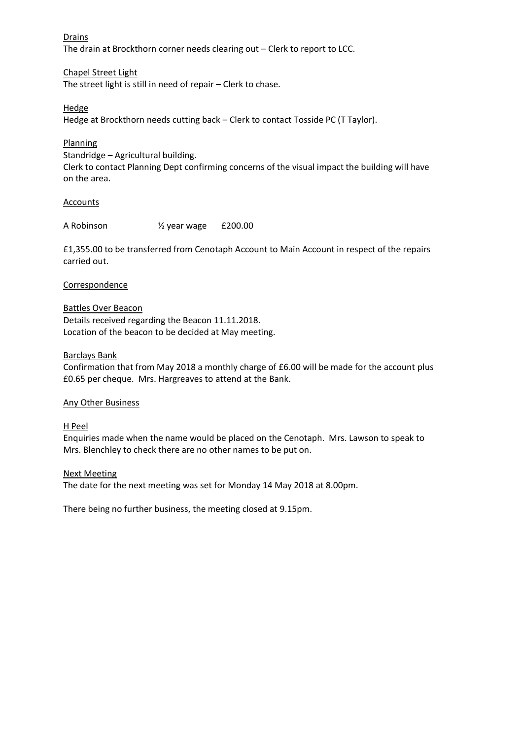Drains

The drain at Brockthorn corner needs clearing out – Clerk to report to LCC.

Chapel Street Light

The street light is still in need of repair – Clerk to chase.

Hedge

Hedge at Brockthorn needs cutting back – Clerk to contact Tosside PC (T Taylor).

Planning

Standridge – Agricultural building.
Clerk to contact Planning Dept confirming concerns of the visual impact the building will have on the area.

Accounts

| | | |
|---|---|---|
| A Robinson | ½ year wage | £200.00 |

£1,355.00 to be transferred from Cenotaph Account to Main Account in respect of the repairs carried out.

Correspondence

Battles Over Beacon

Details received regarding the Beacon 11.11.2018.
Location of the beacon to be decided at May meeting.

Barclays Bank

Confirmation that from May 2018 a monthly charge of £6.00 will be made for the account plus £0.65 per cheque. Mrs. Hargreaves to attend at the Bank.

Any Other Business

H Peel

Enquiries made when the name would be placed on the Cenotaph. Mrs. Lawson to speak to Mrs. Blenchley to check there are no other names to be put on.

Next Meeting

The date for the next meeting was set for Monday 14 May 2018 at 8.00pm.

There being no further business, the meeting closed at 9.15pm.